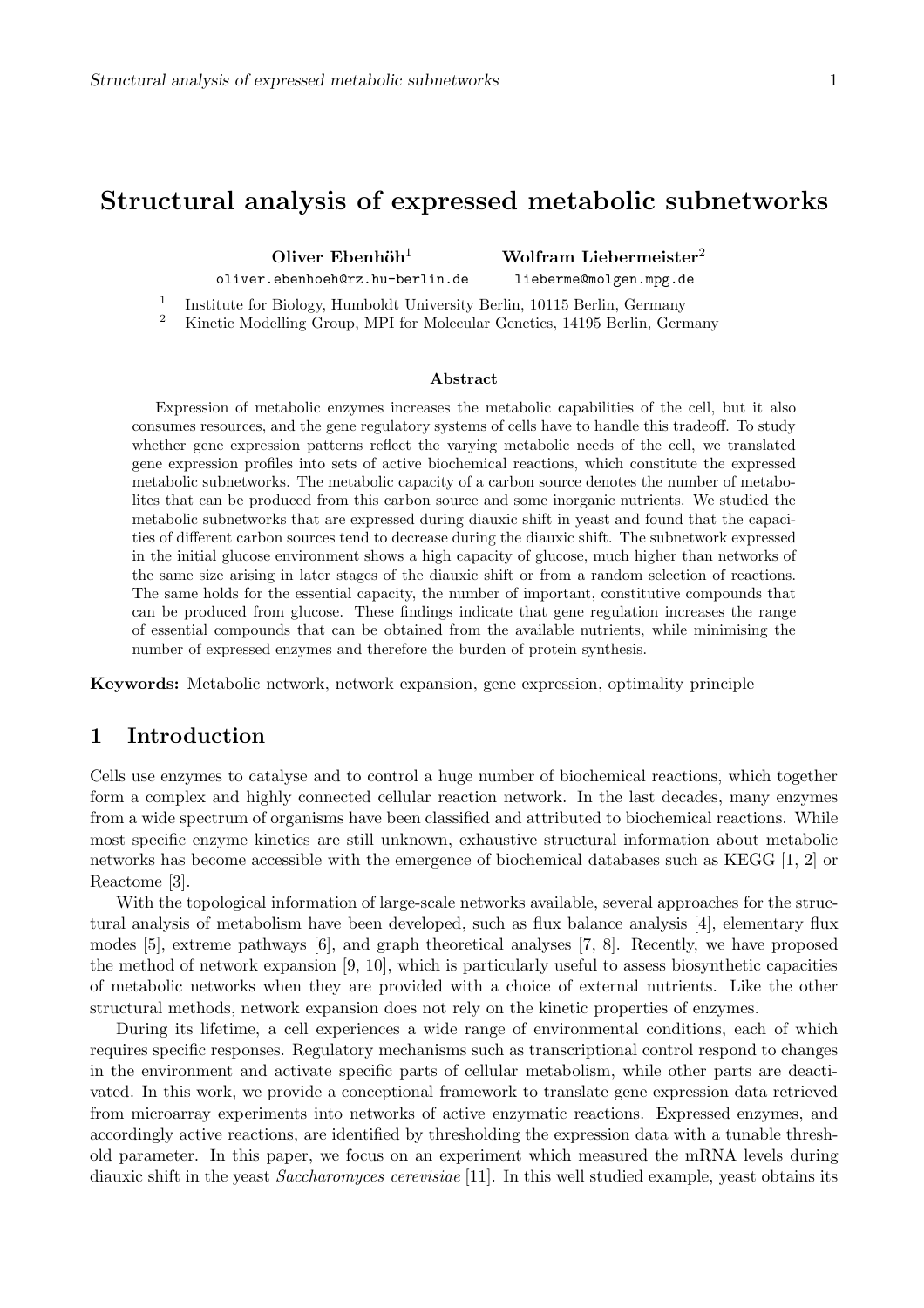# Structural analysis of expressed metabolic subnetworks

**Oliver Ebenhöh**[1] **Wolfram Liebermeister**[2]

oliver.ebenhoeh@rz.hu-berlin.de lieberme@molgen.mpg.de

[1] Institute for Biology, Humboldt University Berlin, 10115 Berlin, Germany
[2] Kinetic Modelling Group, MPI for Molecular Genetics, 14195 Berlin, Germany

### Abstract

Expression of metabolic enzymes increases the metabolic capabilities of the cell, but it also consumes resources, and the gene regulatory systems of cells have to handle this tradeoff. To study whether gene expression patterns reflect the varying metabolic needs of the cell, we translated gene expression profiles into sets of active biochemical reactions, which constitute the expressed metabolic subnetworks. The metabolic capacity of a carbon source denotes the number of metabolites that can be produced from this carbon source and some inorganic nutrients. We studied the metabolic subnetworks that are expressed during diauxic shift in yeast and found that the capacities of different carbon sources tend to decrease during the diauxic shift. The subnetwork expressed in the initial glucose environment shows a high capacity of glucose, much higher than networks of the same size arising in later stages of the diauxic shift or from a random selection of reactions. The same holds for the essential capacity, the number of important, constitutive compounds that can be produced from glucose. These findings indicate that gene regulation increases the range of essential compounds that can be obtained from the available nutrients, while minimising the number of expressed enzymes and therefore the burden of protein synthesis.

**Keywords:** Metabolic network, network expansion, gene expression, optimality principle

## 1 Introduction

Cells use enzymes to catalyse and to control a huge number of biochemical reactions, which together form a complex and highly connected cellular reaction network. In the last decades, many enzymes from a wide spectrum of organisms have been classified and attributed to biochemical reactions. While most specific enzyme kinetics are still unknown, exhaustive structural information about metabolic networks has become accessible with the emergence of biochemical databases such as KEGG [1, 2] or Reactome [3].

With the topological information of large-scale networks available, several approaches for the structural analysis of metabolism have been developed, such as flux balance analysis [4], elementary flux modes [5], extreme pathways [6], and graph theoretical analyses [7, 8]. Recently, we have proposed the method of network expansion [9, 10], which is particularly useful to assess biosynthetic capacities of metabolic networks when they are provided with a choice of external nutrients. Like the other structural methods, network expansion does not rely on the kinetic properties of enzymes.

During its lifetime, a cell experiences a wide range of environmental conditions, each of which requires specific responses. Regulatory mechanisms such as transcriptional control respond to changes in the environment and activate specific parts of cellular metabolism, while other parts are deactivated. In this work, we provide a conceptional framework to translate gene expression data retrieved from microarray experiments into networks of active enzymatic reactions. Expressed enzymes, and accordingly active reactions, are identified by thresholding the expression data with a tunable threshold parameter. In this paper, we focus on an experiment which measured the mRNA levels during diauxic shift in the yeast *Saccharomyces cerevisiae* [11]. In this well studied example, yeast obtains its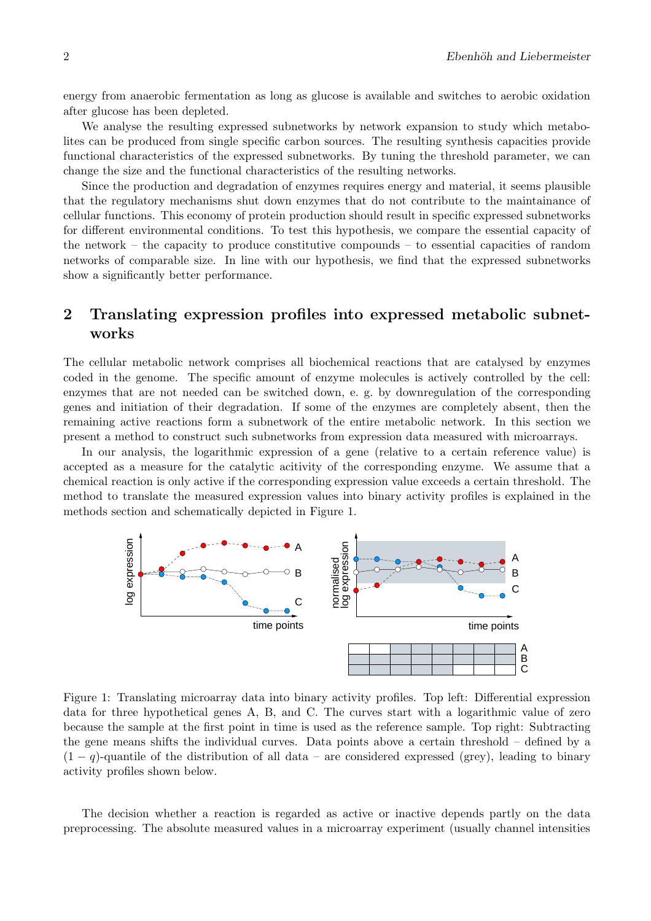energy from anaerobic fermentation as long as glucose is available and switches to aerobic oxidation after glucose has been depleted.

We analyse the resulting expressed subnetworks by network expansion to study which metabolites can be produced from single specific carbon sources. The resulting synthesis capacities provide functional characteristics of the expressed subnetworks. By tuning the threshold parameter, we can change the size and the functional characteristics of the resulting networks.

Since the production and degradation of enzymes requires energy and material, it seems plausible that the regulatory mechanisms shut down enzymes that do not contribute to the maintainance of cellular functions. This economy of protein production should result in specific expressed subnetworks for different environmental conditions. To test this hypothesis, we compare the essential capacity of the network – the capacity to produce constitutive compounds – to essential capacities of random networks of comparable size. In line with our hypothesis, we find that the expressed subnetworks show a significantly better performance.

## 2 Translating expression profiles into expressed metabolic subnetworks

The cellular metabolic network comprises all biochemical reactions that are catalysed by enzymes coded in the genome. The specific amount of enzyme molecules is actively controlled by the cell: enzymes that are not needed can be switched down, e. g. by downregulation of the corresponding genes and initiation of their degradation. If some of the enzymes are completely absent, then the remaining active reactions form a subnetwork of the entire metabolic network. In this section we present a method to construct such subnetworks from expression data measured with microarrays.

In our analysis, the logarithmic expression of a gene (relative to a certain reference value) is accepted as a measure for the catalytic acitivity of the corresponding enzyme. We assume that a chemical reaction is only active if the corresponding expression value exceeds a certain threshold. The method to translate the measured expression values into binary activity profiles is explained in the methods section and schematically depicted in Figure 1.

Figure 1: Translating microarray data into binary activity profiles. Top left: Differential expression data for three hypothetical genes A, B, and C. The curves start with a logarithmic value of zero because the sample at the first point in time is used as the reference sample. Top right: Subtracting the gene means shifts the individual curves. Data points above a certain threshold – defined by a $(1-q)$-quantile of the distribution of all data – are considered expressed (grey), leading to binary activity profiles shown below.

The decision whether a reaction is regarded as active or inactive depends partly on the data preprocessing. The absolute measured values in a microarray experiment (usually channel intensities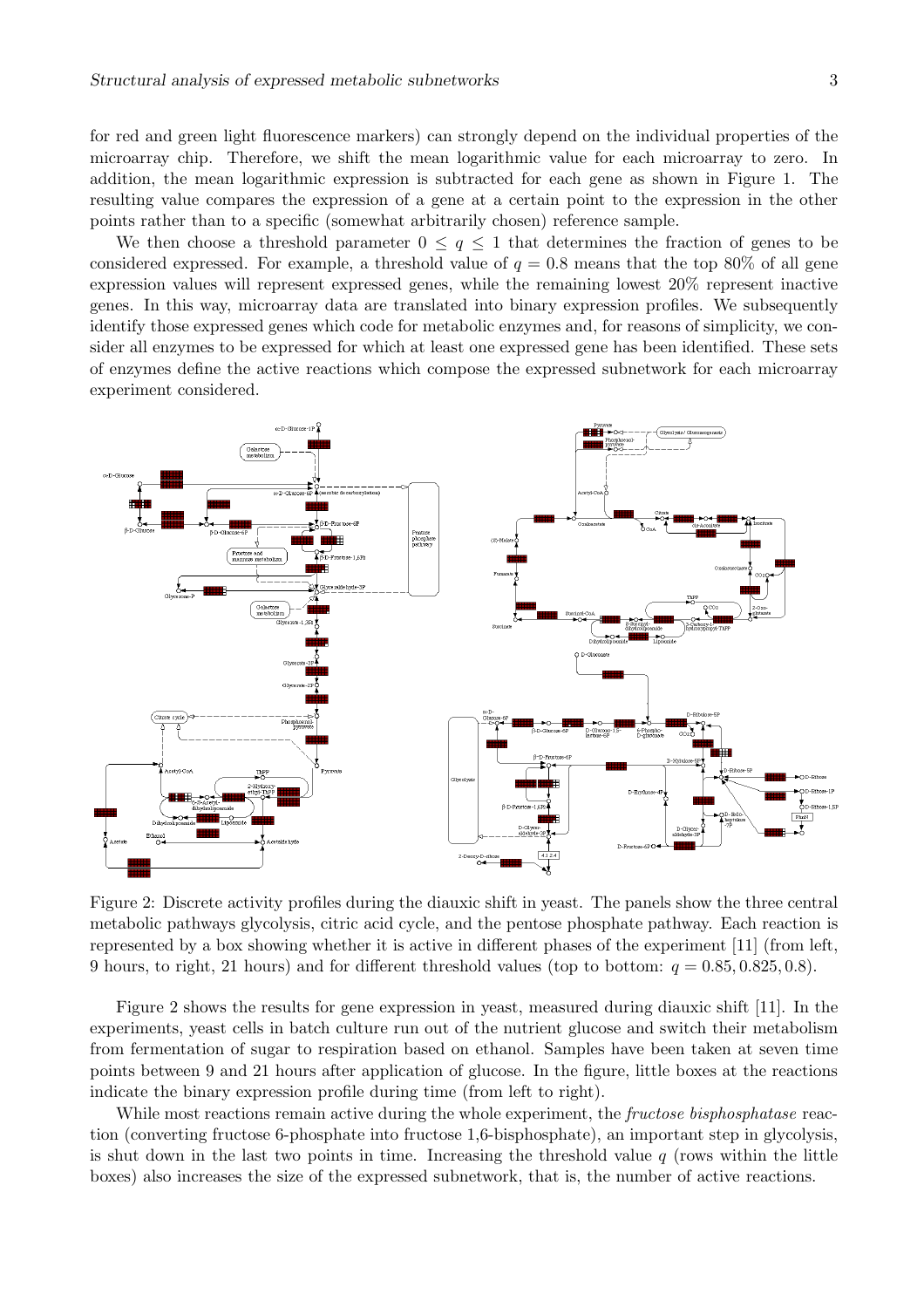for red and green light fluorescence markers) can strongly depend on the individual properties of the microarray chip. Therefore, we shift the mean logarithmic value for each microarray to zero. In addition, the mean logarithmic expression is subtracted for each gene as shown in Figure 1. The resulting value compares the expression of a gene at a certain point to the expression in the other points rather than to a specific (somewhat arbitrarily chosen) reference sample.

We then choose a threshold parameter $0 \leq q \leq 1$ that determines the fraction of genes to be considered expressed. For example, a threshold value of $q = 0.8$ means that the top 80% of all gene expression values will represent expressed genes, while the remaining lowest 20% represent inactive genes. In this way, microarray data are translated into binary expression profiles. We subsequently identify those expressed genes which code for metabolic enzymes and, for reasons of simplicity, we consider all enzymes to be expressed for which at least one expressed gene has been identified. These sets of enzymes define the active reactions which compose the expressed subnetwork for each microarray experiment considered.

Figure 2: Discrete activity profiles during the diauxic shift in yeast. The panels show the three central metabolic pathways glycolysis, citric acid cycle, and the pentose phosphate pathway. Each reaction is represented by a box showing whether it is active in different phases of the experiment [11] (from left, 9 hours, to right, 21 hours) and for different threshold values (top to bottom: $q = 0.85, 0.825, 0.8$).

Figure 2 shows the results for gene expression in yeast, measured during diauxic shift [11]. In the experiments, yeast cells in batch culture run out of the nutrient glucose and switch their metabolism from fermentation of sugar to respiration based on ethanol. Samples have been taken at seven time points between 9 and 21 hours after application of glucose. In the figure, little boxes at the reactions indicate the binary expression profile during time (from left to right).

While most reactions remain active during the whole experiment, the *fructose bisphosphatase* reaction (converting fructose 6-phosphate into fructose 1,6-bisphosphate), an important step in glycolysis, is shut down in the last two points in time. Increasing the threshold value $q$ (rows within the little boxes) also increases the size of the expressed subnetwork, that is, the number of active reactions.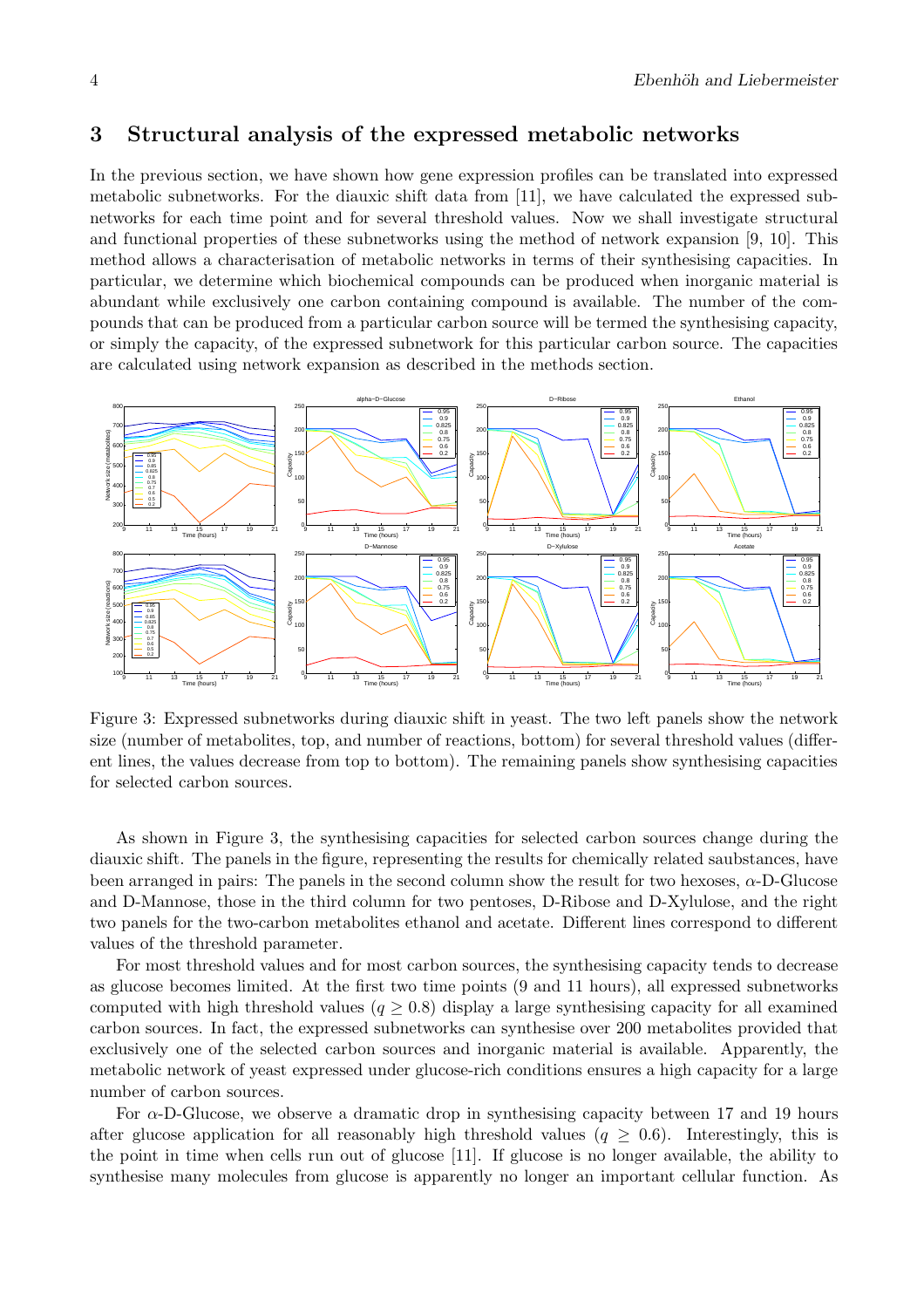## 3 Structural analysis of the expressed metabolic networks

In the previous section, we have shown how gene expression profiles can be translated into expressed metabolic subnetworks. For the diauxic shift data from [11], we have calculated the expressed subnetworks for each time point and for several threshold values. Now we shall investigate structural and functional properties of these subnetworks using the method of network expansion [9, 10]. This method allows a characterisation of metabolic networks in terms of their synthesising capacities. In particular, we determine which biochemical compounds can be produced when inorganic material is abundant while exclusively one carbon containing compound is available. The number of the compounds that can be produced from a particular carbon source will be termed the synthesising capacity, or simply the capacity, of the expressed subnetwork for this particular carbon source. The capacities are calculated using network expansion as described in the methods section.

Figure 3: Expressed subnetworks during diauxic shift in yeast. The two left panels show the network size (number of metabolites, top, and number of reactions, bottom) for several threshold values (different lines, the values decrease from top to bottom). The remaining panels show synthesising capacities for selected carbon sources.

As shown in Figure 3, the synthesising capacities for selected carbon sources change during the diauxic shift. The panels in the figure, representing the results for chemically related saubstances, have been arranged in pairs: The panels in the second column show the result for two hexoses, $\alpha$-D-Glucose and D-Mannose, those in the third column for two pentoses, D-Ribose and D-Xylulose, and the right two panels for the two-carbon metabolites ethanol and acetate. Different lines correspond to different values of the threshold parameter.

For most threshold values and for most carbon sources, the synthesising capacity tends to decrease as glucose becomes limited. At the first two time points (9 and 11 hours), all expressed subnetworks computed with high threshold values ($q \geq 0.8$) display a large synthesising capacity for all examined carbon sources. In fact, the expressed subnetworks can synthesise over 200 metabolites provided that exclusively one of the selected carbon sources and inorganic material is available. Apparently, the metabolic network of yeast expressed under glucose-rich conditions ensures a high capacity for a large number of carbon sources.

For $\alpha$-D-Glucose, we observe a dramatic drop in synthesising capacity between 17 and 19 hours after glucose application for all reasonably high threshold values ($q \geq 0.6$). Interestingly, this is the point in time when cells run out of glucose [11]. If glucose is no longer available, the ability to synthesise many molecules from glucose is apparently no longer an important cellular function. As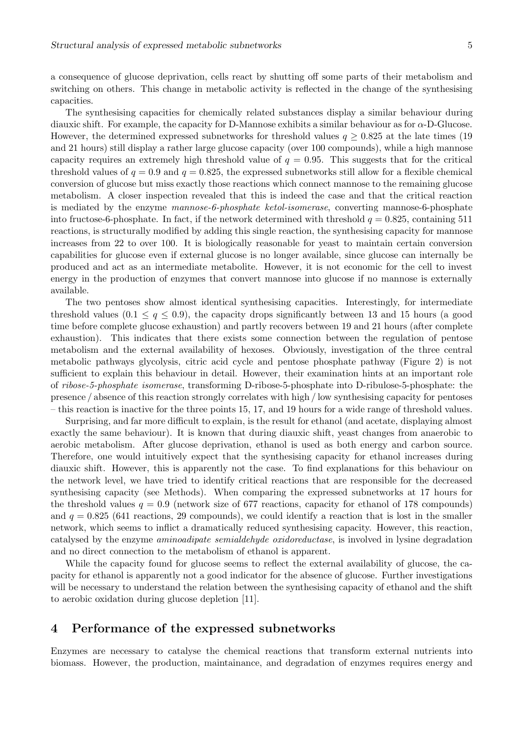a consequence of glucose deprivation, cells react by shutting off some parts of their metabolism and switching on others. This change in metabolic activity is reflected in the change of the synthesising capacities.

The synthesising capacities for chemically related substances display a similar behaviour during diauxic shift. For example, the capacity for D-Mannose exhibits a similar behaviour as for $\alpha$-D-Glucose. However, the determined expressed subnetworks for threshold values $q \geq 0.825$ at the late times (19 and 21 hours) still display a rather large glucose capacity (over 100 compounds), while a high mannose capacity requires an extremely high threshold value of $q = 0.95$. This suggests that for the critical threshold values of $q = 0.9$ and $q = 0.825$, the expressed subnetworks still allow for a flexible chemical conversion of glucose but miss exactly those reactions which connect mannose to the remaining glucose metabolism. A closer inspection revealed that this is indeed the case and that the critical reaction is mediated by the enzyme *mannose-6-phosphate ketol-isomerase*, converting mannose-6-phosphate into fructose-6-phosphate. In fact, if the network determined with threshold $q = 0.825$, containing 511 reactions, is structurally modified by adding this single reaction, the synthesising capacity for mannose increases from 22 to over 100. It is biologically reasonable for yeast to maintain certain conversion capabilities for glucose even if external glucose is no longer available, since glucose can internally be produced and act as an intermediate metabolite. However, it is not economic for the cell to invest energy in the production of enzymes that convert mannose into glucose if no mannose is externally available.

The two pentoses show almost identical synthesising capacities. Interestingly, for intermediate threshold values ($0.1 \leq q \leq 0.9$), the capacity drops significantly between 13 and 15 hours (a good time before complete glucose exhaustion) and partly recovers between 19 and 21 hours (after complete exhaustion). This indicates that there exists some connection between the regulation of pentose metabolism and the external availability of hexoses. Obviously, investigation of the three central metabolic pathways glycolysis, citric acid cycle and pentose phosphate pathway (Figure 2) is not sufficient to explain this behaviour in detail. However, their examination hints at an important role of *ribose-5-phosphate isomerase*, transforming D-ribose-5-phosphate into D-ribulose-5-phosphate: the presence / absence of this reaction strongly correlates with high / low synthesising capacity for pentoses – this reaction is inactive for the three points 15, 17, and 19 hours for a wide range of threshold values.

Surprising, and far more difficult to explain, is the result for ethanol (and acetate, displaying almost exactly the same behaviour). It is known that during diauxic shift, yeast changes from anaerobic to aerobic metabolism. After glucose deprivation, ethanol is used as both energy and carbon source. Therefore, one would intuitively expect that the synthesising capacity for ethanol increases during diauxic shift. However, this is apparently not the case. To find explanations for this behaviour on the network level, we have tried to identify critical reactions that are responsible for the decreased synthesising capacity (see Methods). When comparing the expressed subnetworks at 17 hours for the threshold values $q = 0.9$ (network size of 677 reactions, capacity for ethanol of 178 compounds) and $q = 0.825$ (641 reactions, 29 compounds), we could identify a reaction that is lost in the smaller network, which seems to inflict a dramatically reduced synthesising capacity. However, this reaction, catalysed by the enzyme *aminoadipate semialdehyde oxidoreductase*, is involved in lysine degradation and no direct connection to the metabolism of ethanol is apparent.

While the capacity found for glucose seems to reflect the external availability of glucose, the capacity for ethanol is apparently not a good indicator for the absence of glucose. Further investigations will be necessary to understand the relation between the synthesising capacity of ethanol and the shift to aerobic oxidation during glucose depletion [11].

## 4 Performance of the expressed subnetworks

Enzymes are necessary to catalyse the chemical reactions that transform external nutrients into biomass. However, the production, maintainance, and degradation of enzymes requires energy and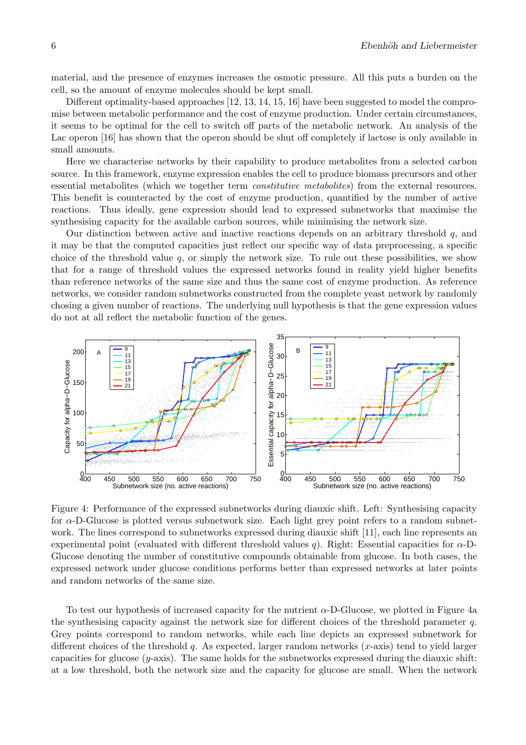material, and the presence of enzymes increases the osmotic pressure. All this puts a burden on the cell, so the amount of enzyme molecules should be kept small.

Different optimality-based approaches [12, 13, 14, 15, 16] have been suggested to model the compromise between metabolic performance and the cost of enzyme production. Under certain circumstances, it seems to be optimal for the cell to switch off parts of the metabolic network. An analysis of the Lac operon [16] has shown that the operon should be shut off completely if lactose is only available in small amounts.

Here we characterise networks by their capability to produce metabolites from a selected carbon source. In this framework, enzyme expression enables the cell to produce biomass precursors and other essential metabolites (which we together term *constitutive metabolites*) from the external resources. This benefit is counteracted by the cost of enzyme production, quantified by the number of active reactions. Thus ideally, gene expression should lead to expressed subnetworks that maximise the synthesising capacity for the available carbon sources, while minimising the network size.

Our distinction between active and inactive reactions depends on an arbitrary threshold $q$, and it may be that the computed capacities just reflect our specific way of data preprocessing, a specific choice of the threshold value $q$, or simply the network size. To rule out these possibilities, we show that for a range of threshold values the expressed networks found in reality yield higher benefits than reference networks of the same size and thus the same cost of enzyme production. As reference networks, we consider random subnetworks constructed from the complete yeast network by randomly chosing a given number of reactions. The underlying null hypothesis is that the gene expression values do not at all reflect the metabolic function of the genes.

Figure 4: Performance of the expressed subnetworks during diauxic shift. Left: Synthesising capacity for $\alpha$-D-Glucose is plotted versus subnetwork size. Each light grey point refers to a random subnetwork. The lines correspond to subnetworks expressed during diauxic shift [11], each line represents an experimental point (evaluated with different threshold values $q$). Right: Essential capacities for $\alpha$-D-Glucose denoting the number of constitutive compounds obtainable from glucose. In both cases, the expressed network under glucose conditions performs better than expressed networks at later points and random networks of the same size.

To test our hypothesis of increased capacity for the nutrient $\alpha$-D-Glucose, we plotted in Figure 4a the synthesising capacity against the network size for different choices of the threshold parameter $q$. Grey points correspond to random networks, while each line depicts an expressed subnetwork for different choices of the threshold $q$. As expected, larger random networks ($x$-axis) tend to yield larger capacities for glucose ($y$-axis). The same holds for the subnetworks expressed during the diauxic shift: at a low threshold, both the network size and the capacity for glucose are small. When the network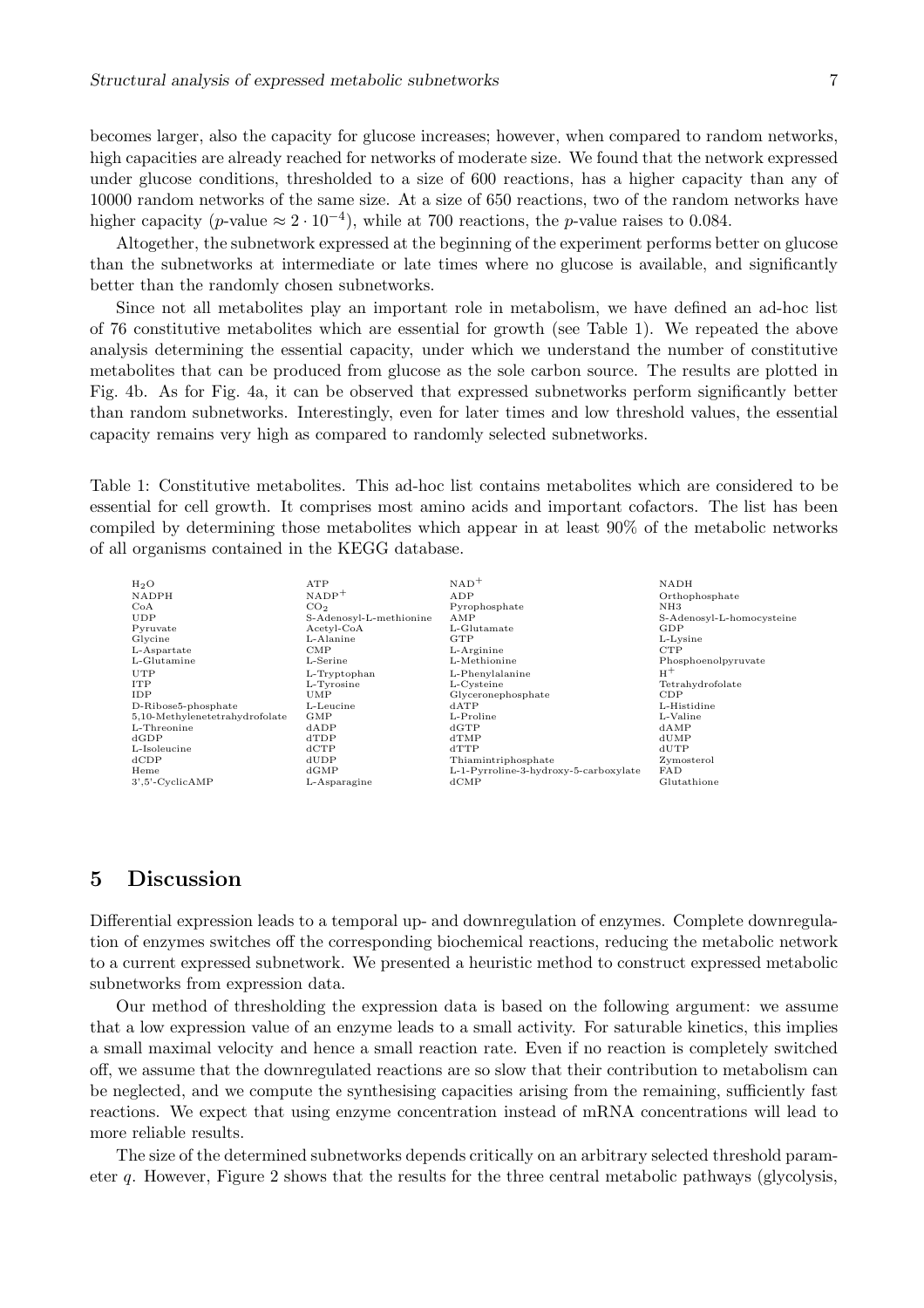becomes larger, also the capacity for glucose increases; however, when compared to random networks, high capacities are already reached for networks of moderate size. We found that the network expressed under glucose conditions, thresholded to a size of 600 reactions, has a higher capacity than any of 10000 random networks of the same size. At a size of 650 reactions, two of the random networks have higher capacity ($p$-value $\approx 2 \cdot 10^{-4}$), while at 700 reactions, the $p$-value raises to 0.084.

Altogether, the subnetwork expressed at the beginning of the experiment performs better on glucose than the subnetworks at intermediate or late times where no glucose is available, and significantly better than the randomly chosen subnetworks.

Since not all metabolites play an important role in metabolism, we have defined an ad-hoc list of 76 constitutive metabolites which are essential for growth (see Table 1). We repeated the above analysis determining the essential capacity, under which we understand the number of constitutive metabolites that can be produced from glucose as the sole carbon source. The results are plotted in Fig. 4b. As for Fig. 4a, it can be observed that expressed subnetworks perform significantly better than random subnetworks. Interestingly, even for later times and low threshold values, the essential capacity remains very high as compared to randomly selected subnetworks.

Table 1: Constitutive metabolites. This ad-hoc list contains metabolites which are considered to be essential for cell growth. It comprises most amino acids and important cofactors. The list has been compiled by determining those metabolites which appear in at least 90% of the metabolic networks of all organisms contained in the KEGG database.

| | | | |
|---|---|---|---|
| $H_2O$ | ATP | $NAD^+$ | NADH |
| NADPH | $NADP^+$ | ADP | Orthophosphate |
| CoA | $CO_2$ | Pyrophosphate | NH3 |
| UDP | S-Adenosyl-L-methionine | AMP | S-Adenosyl-L-homocysteine |
| Pyruvate | Acetyl-CoA | L-Glutamate | GDP |
| Glycine | L-Alanine | GTP | L-Lysine |
| L-Aspartate | CMP | L-Arginine | CTP |
| L-Glutamine | L-Serine | L-Methionine | Phosphoenolpyruvate |
| UTP | L-Tryptophan | L-Phenylalanine | $H^+$ |
| ITP | L-Tyrosine | L-Cysteine | Tetrahydrofolate |
| IDP | UMP | Glyceronephosphate | CDP |
| D-Ribose5-phosphate | L-Leucine | dATP | L-Histidine |
| 5,10-Methylenetetrahydrofolate | GMP | L-Proline | L-Valine |
| L-Threonine | dADP | dGTP | dAMP |
| dGDP | dTDP | dTMP | dUMP |
| L-Isoleucine | dCTP | dTTP | dUTP |
| dCDP | dUDP | Thiamintriphosphate | Zymosterol |
| Heme | dGMP | L-1-Pyrroline-3-hydroxy-5-carboxylate | FAD |
| 3',5'-CyclicAMP | L-Asparagine | dCMP | Glutathione |

## 5 Discussion

Differential expression leads to a temporal up- and downregulation of enzymes. Complete downregulation of enzymes switches off the corresponding biochemical reactions, reducing the metabolic network to a current expressed subnetwork. We presented a heuristic method to construct expressed metabolic subnetworks from expression data.

Our method of thresholding the expression data is based on the following argument: we assume that a low expression value of an enzyme leads to a small activity. For saturable kinetics, this implies a small maximal velocity and hence a small reaction rate. Even if no reaction is completely switched off, we assume that the downregulated reactions are so slow that their contribution to metabolism can be neglected, and we compute the synthesising capacities arising from the remaining, sufficiently fast reactions. We expect that using enzyme concentration instead of mRNA concentrations will lead to more reliable results.

The size of the determined subnetworks depends critically on an arbitrary selected threshold parameter $q$. However, Figure 2 shows that the results for the three central metabolic pathways (glycolysis,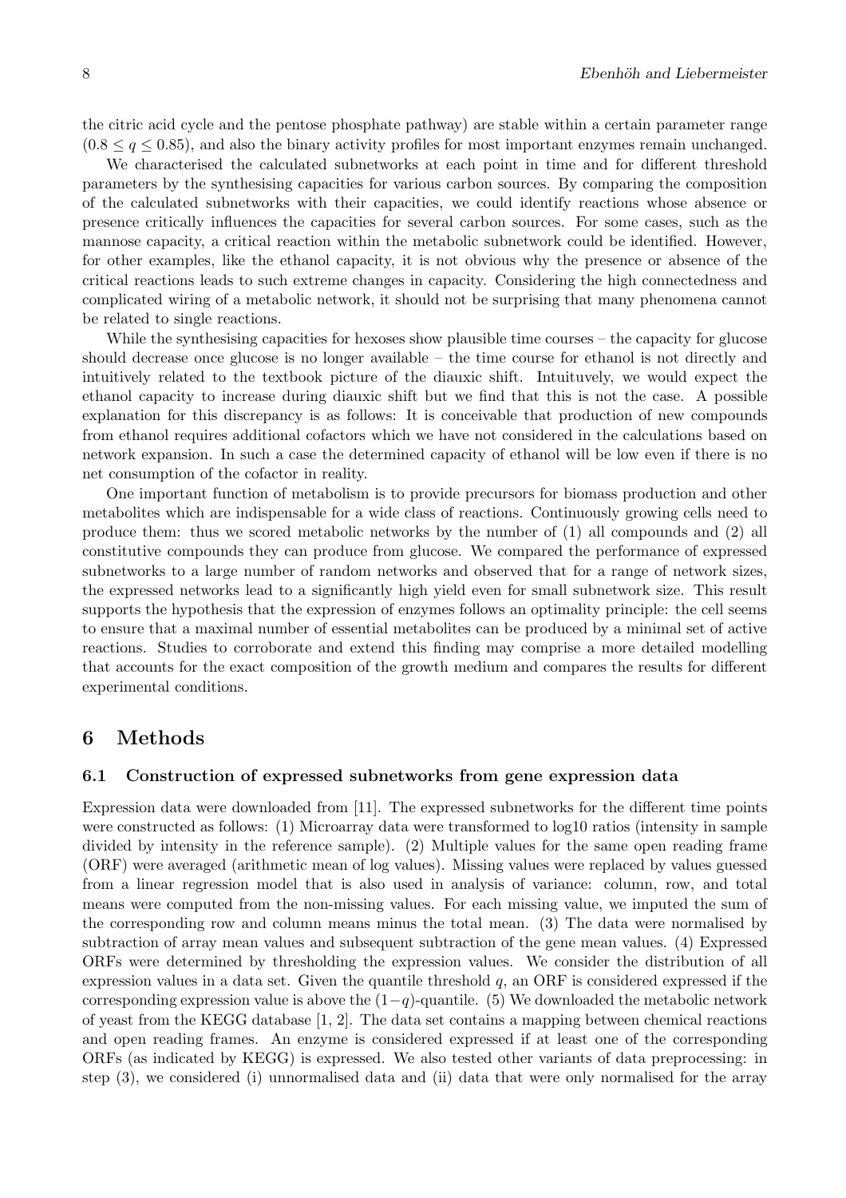the citric acid cycle and the pentose phosphate pathway) are stable within a certain parameter range ($0.8 \leq q \leq 0.85$), and also the binary activity profiles for most important enzymes remain unchanged.

We characterised the calculated subnetworks at each point in time and for different threshold parameters by the synthesising capacities for various carbon sources. By comparing the composition of the calculated subnetworks with their capacities, we could identify reactions whose absence or presence critically influences the capacities for several carbon sources. For some cases, such as the mannose capacity, a critical reaction within the metabolic subnetwork could be identified. However, for other examples, like the ethanol capacity, it is not obvious why the presence or absence of the critical reactions leads to such extreme changes in capacity. Considering the high connectedness and complicated wiring of a metabolic network, it should not be surprising that many phenomena cannot be related to single reactions.

While the synthesising capacities for hexoses show plausible time courses – the capacity for glucose should decrease once glucose is no longer available – the time course for ethanol is not directly and intuitively related to the textbook picture of the diauxic shift. Intuitively, we would expect the ethanol capacity to increase during diauxic shift but we find that this is not the case. A possible explanation for this discrepancy is as follows: It is conceivable that production of new compounds from ethanol requires additional cofactors which we have not considered in the calculations based on network expansion. In such a case the determined capacity of ethanol will be low even if there is no net consumption of the cofactor in reality.

One important function of metabolism is to provide precursors for biomass production and other metabolites which are indispensable for a wide class of reactions. Continuously growing cells need to produce them: thus we scored metabolic networks by the number of (1) all compounds and (2) all constitutive compounds they can produce from glucose. We compared the performance of expressed subnetworks to a large number of random networks and observed that for a range of network sizes, the expressed networks lead to a significantly high yield even for small subnetwork size. This result supports the hypothesis that the expression of enzymes follows an optimality principle: the cell seems to ensure that a maximal number of essential metabolites can be produced by a minimal set of active reactions. Studies to corroborate and extend this finding may comprise a more detailed modelling that accounts for the exact composition of the growth medium and compares the results for different experimental conditions.

## 6 Methods

### 6.1 Construction of expressed subnetworks from gene expression data

Expression data were downloaded from [11]. The expressed subnetworks for the different time points were constructed as follows: (1) Microarray data were transformed to log10 ratios (intensity in sample divided by intensity in the reference sample). (2) Multiple values for the same open reading frame (ORF) were averaged (arithmetic mean of log values). Missing values were replaced by values guessed from a linear regression model that is also used in analysis of variance: column, row, and total means were computed from the non-missing values. For each missing value, we imputed the sum of the corresponding row and column means minus the total mean. (3) The data were normalised by subtraction of array mean values and subsequent subtraction of the gene mean values. (4) Expressed ORFs were determined by thresholding the expression values. We consider the distribution of all expression values in a data set. Given the quantile threshold $q$, an ORF is considered expressed if the corresponding expression value is above the $(1-q)$-quantile. (5) We downloaded the metabolic network of yeast from the KEGG database [1, 2]. The data set contains a mapping between chemical reactions and open reading frames. An enzyme is considered expressed if at least one of the corresponding ORFs (as indicated by KEGG) is expressed. We also tested other variants of data preprocessing: in step (3), we considered (i) unnormalised data and (ii) data that were only normalised for the array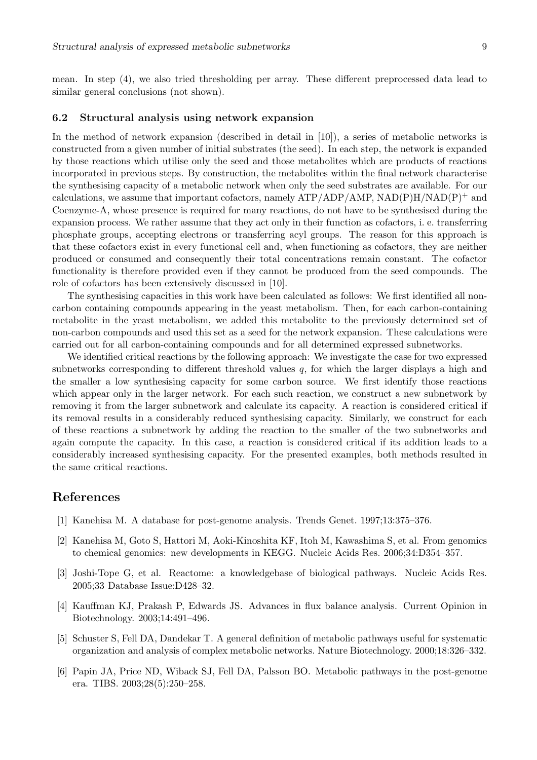mean. In step (4), we also tried thresholding per array. These different preprocessed data lead to similar general conclusions (not shown).

### 6.2 Structural analysis using network expansion

In the method of network expansion (described in detail in [10]), a series of metabolic networks is constructed from a given number of initial substrates (the seed). In each step, the network is expanded by those reactions which utilise only the seed and those metabolites which are products of reactions incorporated in previous steps. By construction, the metabolites within the final network characterise the synthesising capacity of a metabolic network when only the seed substrates are available. For our calculations, we assume that important cofactors, namely ATP/ADP/AMP, NAD(P)H/NAD(P)$^+$ and Coenzyme-A, whose presence is required for many reactions, do not have to be synthesised during the expansion process. We rather assume that they act only in their function as cofactors, i. e. transferring phosphate groups, accepting electrons or transferring acyl groups. The reason for this approach is that these cofactors exist in every functional cell and, when functioning as cofactors, they are neither produced or consumed and consequently their total concentrations remain constant. The cofactor functionality is therefore provided even if they cannot be produced from the seed compounds. The role of cofactors has been extensively discussed in [10].

The synthesising capacities in this work have been calculated as follows: We first identified all non-carbon containing compounds appearing in the yeast metabolism. Then, for each carbon-containing metabolite in the yeast metabolism, we added this metabolite to the previously determined set of non-carbon compounds and used this set as a seed for the network expansion. These calculations were carried out for all carbon-containing compounds and for all determined expressed subnetworks.

We identified critical reactions by the following approach: We investigate the case for two expressed subnetworks corresponding to different threshold values $q$, for which the larger displays a high and the smaller a low synthesising capacity for some carbon source. We first identify those reactions which appear only in the larger network. For each such reaction, we construct a new subnetwork by removing it from the larger subnetwork and calculate its capacity. A reaction is considered critical if its removal results in a considerably reduced synthesising capacity. Similarly, we construct for each of these reactions a subnetwork by adding the reaction to the smaller of the two subnetworks and again compute the capacity. In this case, a reaction is considered critical if its addition leads to a considerably increased synthesising capacity. For the presented examples, both methods resulted in the same critical reactions.

## References

[1] Kanehisa M. A database for post-genome analysis. Trends Genet. 1997;13:375–376.

[2] Kanehisa M, Goto S, Hattori M, Aoki-Kinoshita KF, Itoh M, Kawashima S, et al. From genomics to chemical genomics: new developments in KEGG. Nucleic Acids Res. 2006;34:D354–357.

[3] Joshi-Tope G, et al. Reactome: a knowledgebase of biological pathways. Nucleic Acids Res. 2005;33 Database Issue:D428–32.

[4] Kauffman KJ, Prakash P, Edwards JS. Advances in flux balance analysis. Current Opinion in Biotechnology. 2003;14:491–496.

[5] Schuster S, Fell DA, Dandekar T. A general definition of metabolic pathways useful for systematic organization and analysis of complex metabolic networks. Nature Biotechnology. 2000;18:326–332.

[6] Papin JA, Price ND, Wiback SJ, Fell DA, Palsson BO. Metabolic pathways in the post-genome era. TIBS. 2003;28(5):250–258.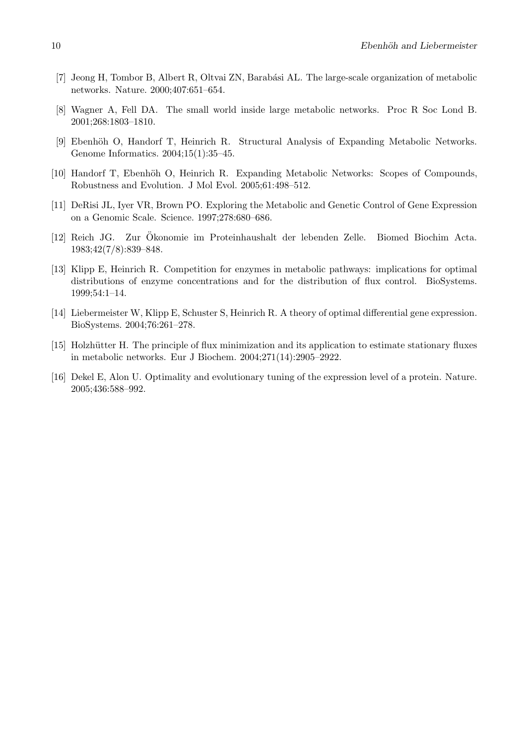[7] Jeong H, Tombor B, Albert R, Oltvai ZN, Barabási AL. The large-scale organization of metabolic networks. Nature. 2000;407:651–654.

[8] Wagner A, Fell DA. The small world inside large metabolic networks. Proc R Soc Lond B. 2001;268:1803–1810.

[9] Ebenhöh O, Handorf T, Heinrich R. Structural Analysis of Expanding Metabolic Networks. Genome Informatics. 2004;15(1):35–45.

[10] Handorf T, Ebenhöh O, Heinrich R. Expanding Metabolic Networks: Scopes of Compounds, Robustness and Evolution. J Mol Evol. 2005;61:498–512.

[11] DeRisi JL, Iyer VR, Brown PO. Exploring the Metabolic and Genetic Control of Gene Expression on a Genomic Scale. Science. 1997;278:680–686.

[12] Reich JG. Zur Ökonomie im Proteinhaushalt der lebenden Zelle. Biomed Biochim Acta. 1983;42(7/8):839–848.

[13] Klipp E, Heinrich R. Competition for enzymes in metabolic pathways: implications for optimal distributions of enzyme concentrations and for the distribution of flux control. BioSystems. 1999;54:1–14.

[14] Liebermeister W, Klipp E, Schuster S, Heinrich R. A theory of optimal differential gene expression. BioSystems. 2004;76:261–278.

[15] Holzhütter H. The principle of flux minimization and its application to estimate stationary fluxes in metabolic networks. Eur J Biochem. 2004;271(14):2905–2922.

[16] Dekel E, Alon U. Optimality and evolutionary tuning of the expression level of a protein. Nature. 2005;436:588–992.